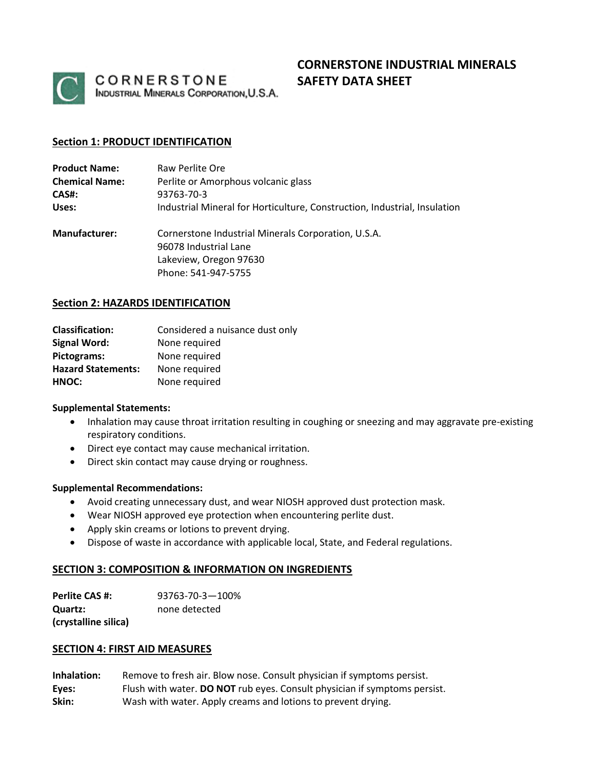CORNERSTONE
INDUSTRIAL MINERALS CORPORATION, U.S.A.

# CORNERSTONE INDUSTRIAL MINERALS SAFETY DATA SHEET

## Section 1: PRODUCT IDENTIFICATION

**Product Name:** Raw Perlite Ore
**Chemical Name:** Perlite or Amorphous volcanic glass
**CAS#:** 93763-70-3
**Uses:** Industrial Mineral for Horticulture, Construction, Industrial, Insulation

**Manufacturer:** Cornerstone Industrial Minerals Corporation, U.S.A.
96078 Industrial Lane
Lakeview, Oregon 97630
Phone: 541-947-5755

## Section 2: HAZARDS IDENTIFICATION

**Classification:** Considered a nuisance dust only
**Signal Word:** None required
**Pictograms:** None required
**Hazard Statements:** None required
**HNOC:** None required

**Supplemental Statements:**

- Inhalation may cause throat irritation resulting in coughing or sneezing and may aggravate pre-existing respiratory conditions.
- Direct eye contact may cause mechanical irritation.
- Direct skin contact may cause drying or roughness.

**Supplemental Recommendations:**

- Avoid creating unnecessary dust, and wear NIOSH approved dust protection mask.
- Wear NIOSH approved eye protection when encountering perlite dust.
- Apply skin creams or lotions to prevent drying.
- Dispose of waste in accordance with applicable local, State, and Federal regulations.

## SECTION 3: COMPOSITION & INFORMATION ON INGREDIENTS

**Perlite CAS #:** 93763-70-3—100%
**Quartz: (crystalline silica)** none detected

## SECTION 4: FIRST AID MEASURES

**Inhalation:** Remove to fresh air. Blow nose. Consult physician if symptoms persist.
**Eyes:** Flush with water. **DO NOT** rub eyes. Consult physician if symptoms persist.
**Skin:** Wash with water. Apply creams and lotions to prevent drying.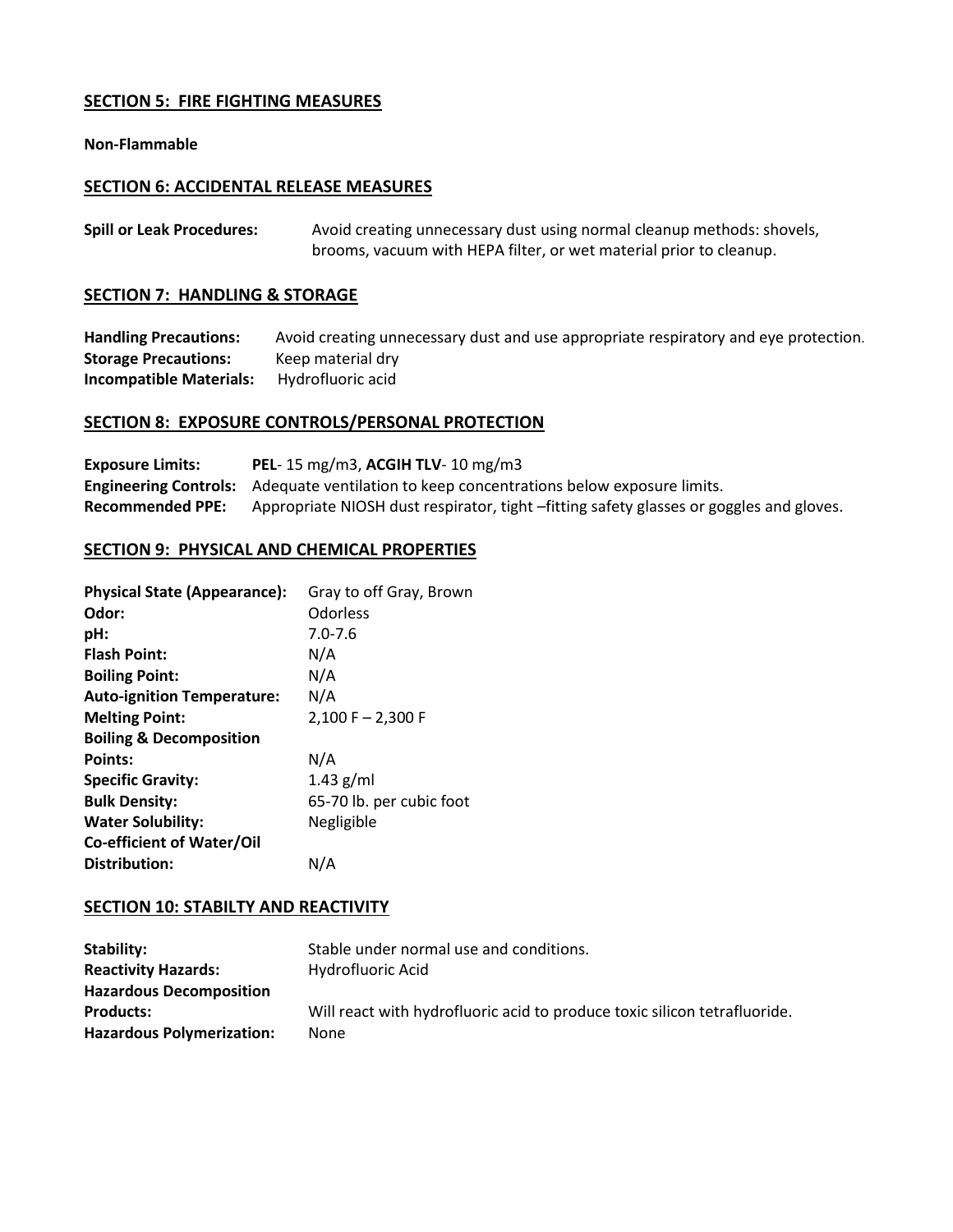## SECTION 5: FIRE FIGHTING MEASURES

**Non-Flammable**

## SECTION 6: ACCIDENTAL RELEASE MEASURES

**Spill or Leak Procedures:** Avoid creating unnecessary dust using normal cleanup methods: shovels, brooms, vacuum with HEPA filter, or wet material prior to cleanup.

## SECTION 7: HANDLING & STORAGE

**Handling Precautions:** Avoid creating unnecessary dust and use appropriate respiratory and eye protection.
**Storage Precautions:** Keep material dry
**Incompatible Materials:** Hydrofluoric acid

## SECTION 8: EXPOSURE CONTROLS/PERSONAL PROTECTION

**Exposure Limits:** **PEL**- 15 mg/m3, **ACGIH TLV**- 10 mg/m3
**Engineering Controls:** Adequate ventilation to keep concentrations below exposure limits.
**Recommended PPE:** Appropriate NIOSH dust respirator, tight –fitting safety glasses or goggles and gloves.

## SECTION 9: PHYSICAL AND CHEMICAL PROPERTIES

| | |
|---|---|
| **Physical State (Appearance):** | Gray to off Gray, Brown |
| **Odor:** | Odorless |
| **pH:** | 7.0-7.6 |
| **Flash Point:** | N/A |
| **Boiling Point:** | N/A |
| **Auto-ignition Temperature:** | N/A |
| **Melting Point:** | 2,100 F – 2,300 F |
| **Boiling & Decomposition Points:** | N/A |
| **Specific Gravity:** | 1.43 g/ml |
| **Bulk Density:** | 65-70 lb. per cubic foot |
| **Water Solubility:** | Negligible |
| **Co-efficient of Water/Oil Distribution:** | N/A |

## SECTION 10: STABILTY AND REACTIVITY

| | |
|---|---|
| **Stability:** | Stable under normal use and conditions. |
| **Reactivity Hazards:** | Hydrofluoric Acid |
| **Hazardous Decomposition Products:** | Will react with hydrofluoric acid to produce toxic silicon tetrafluoride. |
| **Hazardous Polymerization:** | None |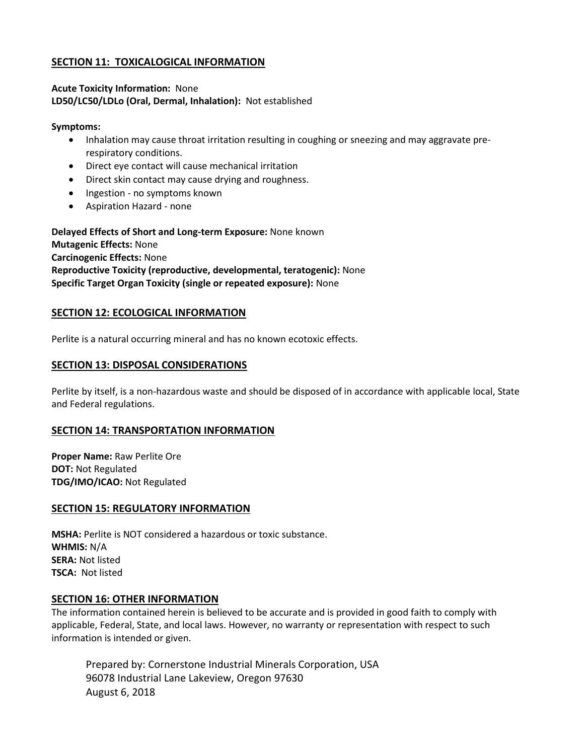## SECTION 11: TOXICALOGICAL INFORMATION

**Acute Toxicity Information:** None
**LD50/LC50/LDLo (Oral, Dermal, Inhalation):** Not established

**Symptoms:**

- Inhalation may cause throat irritation resulting in coughing or sneezing and may aggravate pre-respiratory conditions.
- Direct eye contact will cause mechanical irritation
- Direct skin contact may cause drying and roughness.
- Ingestion - no symptoms known
- Aspiration Hazard - none

**Delayed Effects of Short and Long-term Exposure:** None known
**Mutagenic Effects:** None
**Carcinogenic Effects:** None
**Reproductive Toxicity (reproductive, developmental, teratogenic):** None
**Specific Target Organ Toxicity (single or repeated exposure):** None

## SECTION 12: ECOLOGICAL INFORMATION

Perlite is a natural occurring mineral and has no known ecotoxic effects.

## SECTION 13: DISPOSAL CONSIDERATIONS

Perlite by itself, is a non-hazardous waste and should be disposed of in accordance with applicable local, State and Federal regulations.

## SECTION 14: TRANSPORTATION INFORMATION

**Proper Name:** Raw Perlite Ore
**DOT:** Not Regulated
**TDG/IMO/ICAO:** Not Regulated

## SECTION 15: REGULATORY INFORMATION

**MSHA:** Perlite is NOT considered a hazardous or toxic substance.
**WHMIS:** N/A
**SERA:** Not listed
**TSCA:** Not listed

## SECTION 16: OTHER INFORMATION

The information contained herein is believed to be accurate and is provided in good faith to comply with applicable, Federal, State, and local laws. However, no warranty or representation with respect to such information is intended or given.

Prepared by: Cornerstone Industrial Minerals Corporation, USA
96078 Industrial Lane Lakeview, Oregon 97630
August 6, 2018